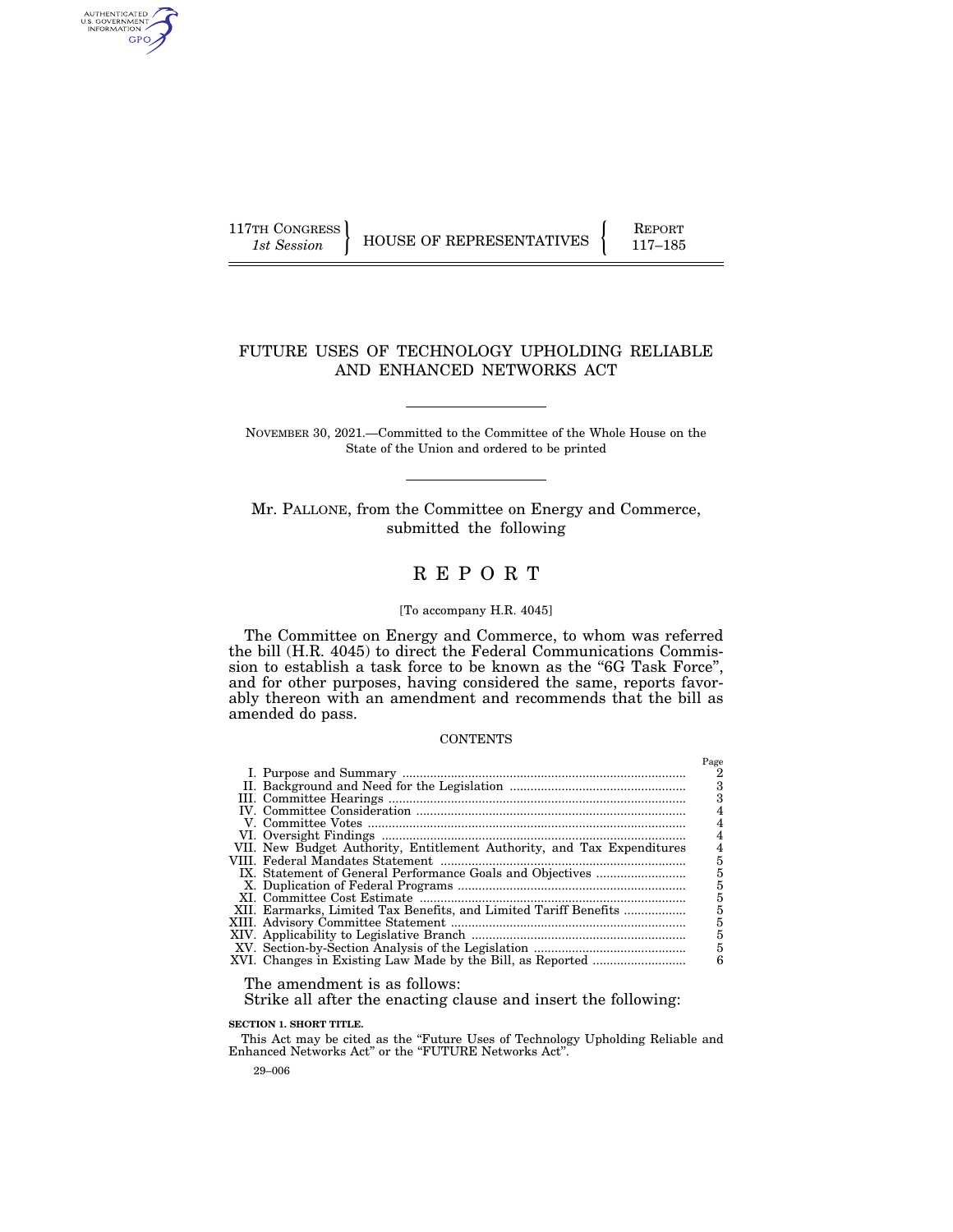117TH CONGRESS
*1st Session*

HOUSE OF REPRESENTATIVES

REPORT
117–185

# FUTURE USES OF TECHNOLOGY UPHOLDING RELIABLE AND ENHANCED NETWORKS ACT

NOVEMBER 30, 2021.—Committed to the Committee of the Whole House on the State of the Union and ordered to be printed

Mr. PALLONE, from the Committee on Energy and Commerce, submitted the following

# R E P O R T

[To accompany H.R. 4045]

The Committee on Energy and Commerce, to whom was referred the bill (H.R. 4045) to direct the Federal Communications Commission to establish a task force to be known as the "6G Task Force", and for other purposes, having considered the same, reports favorably thereon with an amendment and recommends that the bill as amended do pass.

CONTENTS

| | | Page |
|---|---|---|
| I. | Purpose and Summary | 2 |
| II. | Background and Need for the Legislation | 3 |
| III. | Committee Hearings | 3 |
| IV. | Committee Consideration | 4 |
| V. | Committee Votes | 4 |
| VI. | Oversight Findings | 4 |
| VII. | New Budget Authority, Entitlement Authority, and Tax Expenditures | 4 |
| VIII. | Federal Mandates Statement | 5 |
| IX. | Statement of General Performance Goals and Objectives | 5 |
| X. | Duplication of Federal Programs | 5 |
| XI. | Committee Cost Estimate | 5 |
| XII. | Earmarks, Limited Tax Benefits, and Limited Tariff Benefits | 5 |
| XIII. | Advisory Committee Statement | 5 |
| XIV. | Applicability to Legislative Branch | 5 |
| XV. | Section-by-Section Analysis of the Legislation | 5 |
| XVI. | Changes in Existing Law Made by the Bill, as Reported | 6 |

The amendment is as follows:

Strike all after the enacting clause and insert the following:

**SECTION 1. SHORT TITLE.**

This Act may be cited as the "Future Uses of Technology Upholding Reliable and Enhanced Networks Act" or the "FUTURE Networks Act".

29–006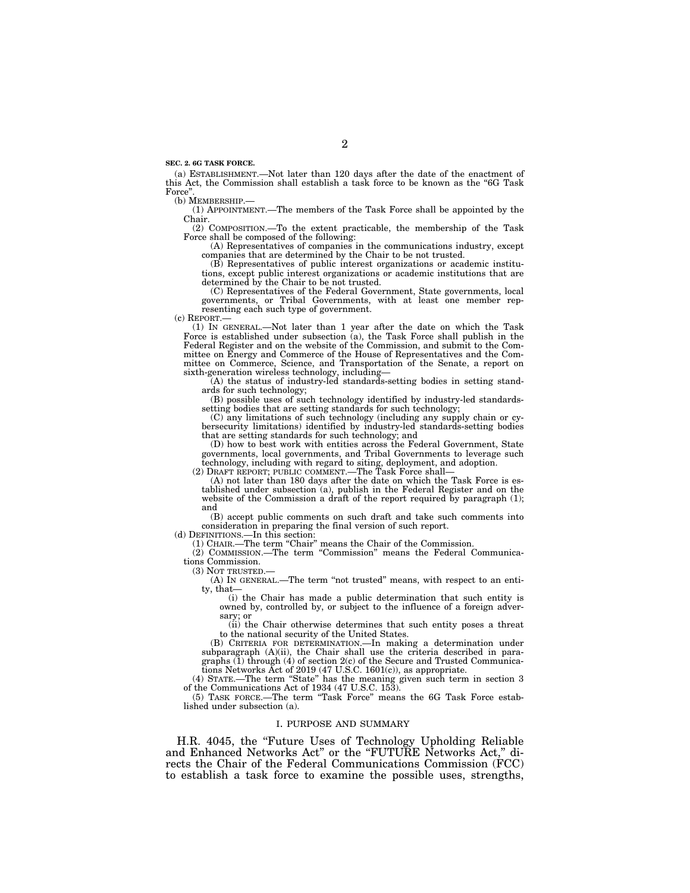**SEC. 2. 6G TASK FORCE.**

(a) ESTABLISHMENT.—Not later than 120 days after the date of the enactment of this Act, the Commission shall establish a task force to be known as the "6G Task Force".

(b) MEMBERSHIP.—

(1) APPOINTMENT.—The members of the Task Force shall be appointed by the Chair.

(2) COMPOSITION.—To the extent practicable, the membership of the Task Force shall be composed of the following:

(A) Representatives of companies in the communications industry, except companies that are determined by the Chair to be not trusted.

(B) Representatives of public interest organizations or academic institutions, except public interest organizations or academic institutions that are determined by the Chair to be not trusted.

(C) Representatives of the Federal Government, State governments, local governments, or Tribal Governments, with at least one member representing each such type of government.

(c) REPORT.—

(1) IN GENERAL.—Not later than 1 year after the date on which the Task Force is established under subsection (a), the Task Force shall publish in the Federal Register and on the website of the Commission, and submit to the Committee on Energy and Commerce of the House of Representatives and the Committee on Commerce, Science, and Transportation of the Senate, a report on sixth-generation wireless technology, including—

(A) the status of industry-led standards-setting bodies in setting standards for such technology;

(B) possible uses of such technology identified by industry-led standards-setting bodies that are setting standards for such technology;

(C) any limitations of such technology (including any supply chain or cybersecurity limitations) identified by industry-led standards-setting bodies that are setting standards for such technology; and

(D) how to best work with entities across the Federal Government, State governments, local governments, and Tribal Governments to leverage such technology, including with regard to siting, deployment, and adoption.

(2) DRAFT REPORT; PUBLIC COMMENT.—The Task Force shall—

(A) not later than 180 days after the date on which the Task Force is established under subsection (a), publish in the Federal Register and on the website of the Commission a draft of the report required by paragraph (1); and

(B) accept public comments on such draft and take such comments into consideration in preparing the final version of such report.

(d) DEFINITIONS.—In this section:

(1) CHAIR.—The term "Chair" means the Chair of the Commission.

(2) COMMISSION.—The term "Commission" means the Federal Communications Commission.

(3) NOT TRUSTED.—

(A) IN GENERAL.—The term "not trusted" means, with respect to an entity, that—

(i) the Chair has made a public determination that such entity is owned by, controlled by, or subject to the influence of a foreign adversary; or

(ii) the Chair otherwise determines that such entity poses a threat to the national security of the United States.

(B) CRITERIA FOR DETERMINATION.—In making a determination under subparagraph (A)(ii), the Chair shall use the criteria described in paragraphs (1) through (4) of section 2(c) of the Secure and Trusted Communications Networks Act of 2019 (47 U.S.C. 1601(c)), as appropriate.

(4) STATE.—The term "State" has the meaning given such term in section 3 of the Communications Act of 1934 (47 U.S.C. 153).

(5) TASK FORCE.—The term "Task Force" means the 6G Task Force established under subsection (a).

## I. PURPOSE AND SUMMARY

H.R. 4045, the "Future Uses of Technology Upholding Reliable and Enhanced Networks Act" or the "FUTURE Networks Act," directs the Chair of the Federal Communications Commission (FCC) to establish a task force to examine the possible uses, strengths,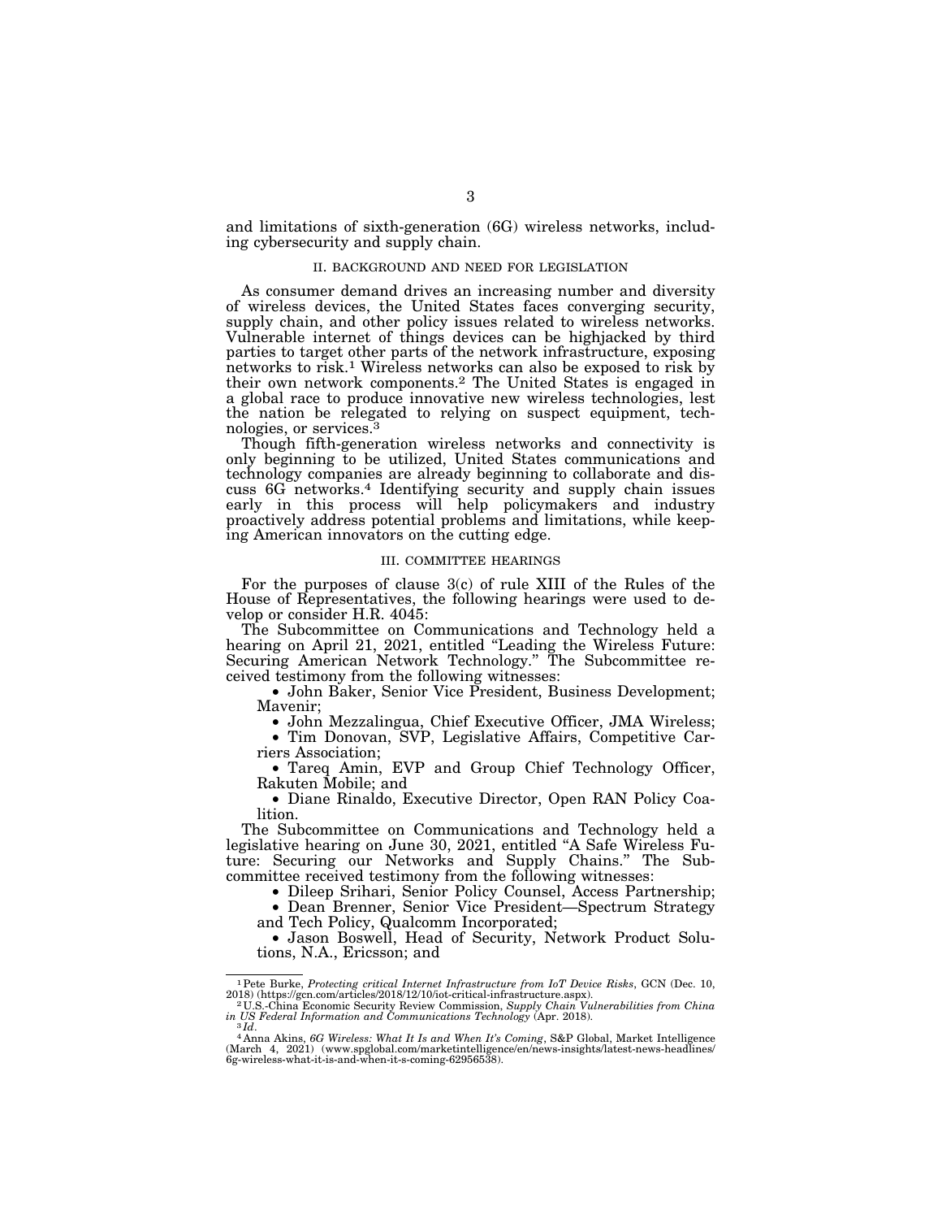and limitations of sixth-generation (6G) wireless networks, including cybersecurity and supply chain.

## II. BACKGROUND AND NEED FOR LEGISLATION

As consumer demand drives an increasing number and diversity of wireless devices, the United States faces converging security, supply chain, and other policy issues related to wireless networks. Vulnerable internet of things devices can be highjacked by third parties to target other parts of the network infrastructure, exposing networks to risk.[1] Wireless networks can also be exposed to risk by their own network components.[2] The United States is engaged in a global race to produce innovative new wireless technologies, lest the nation be relegated to relying on suspect equipment, technologies, or services.[3]

Though fifth-generation wireless networks and connectivity is only beginning to be utilized, United States communications and technology companies are already beginning to collaborate and discuss 6G networks.[4] Identifying security and supply chain issues early in this process will help policymakers and industry proactively address potential problems and limitations, while keeping American innovators on the cutting edge.

## III. COMMITTEE HEARINGS

For the purposes of clause 3(c) of rule XIII of the Rules of the House of Representatives, the following hearings were used to develop or consider H.R. 4045:

The Subcommittee on Communications and Technology held a hearing on April 21, 2021, entitled "Leading the Wireless Future: Securing American Network Technology." The Subcommittee received testimony from the following witnesses:

- John Baker, Senior Vice President, Business Development; Mavenir;
- John Mezzalingua, Chief Executive Officer, JMA Wireless;
- Tim Donovan, SVP, Legislative Affairs, Competitive Carriers Association;
- Tareq Amin, EVP and Group Chief Technology Officer, Rakuten Mobile; and
- Diane Rinaldo, Executive Director, Open RAN Policy Coalition.

The Subcommittee on Communications and Technology held a legislative hearing on June 30, 2021, entitled "A Safe Wireless Future: Securing our Networks and Supply Chains." The Subcommittee received testimony from the following witnesses:

- Dileep Srihari, Senior Policy Counsel, Access Partnership;
- Dean Brenner, Senior Vice President—Spectrum Strategy and Tech Policy, Qualcomm Incorporated;
- Jason Boswell, Head of Security, Network Product Solutions, N.A., Ericsson; and

---

[1] Pete Burke, *Protecting critical Internet Infrastructure from IoT Device Risks*, GCN (Dec. 10, 2018) (https://gcn.com/articles/2018/12/10/iot-critical-infrastructure.aspx).

[2] U.S.-China Economic Security Review Commission, *Supply Chain Vulnerabilities from China in US Federal Information and Communications Technology* (Apr. 2018).

[3] *Id*.

[4] Anna Akins, *6G Wireless: What It Is and When It's Coming*, S&P Global, Market Intelligence (March 4, 2021) (www.spglobal.com/marketintelligence/en/news-insights/latest-news-headlines/6g-wireless-what-it-is-and-when-it-s-coming-62956538).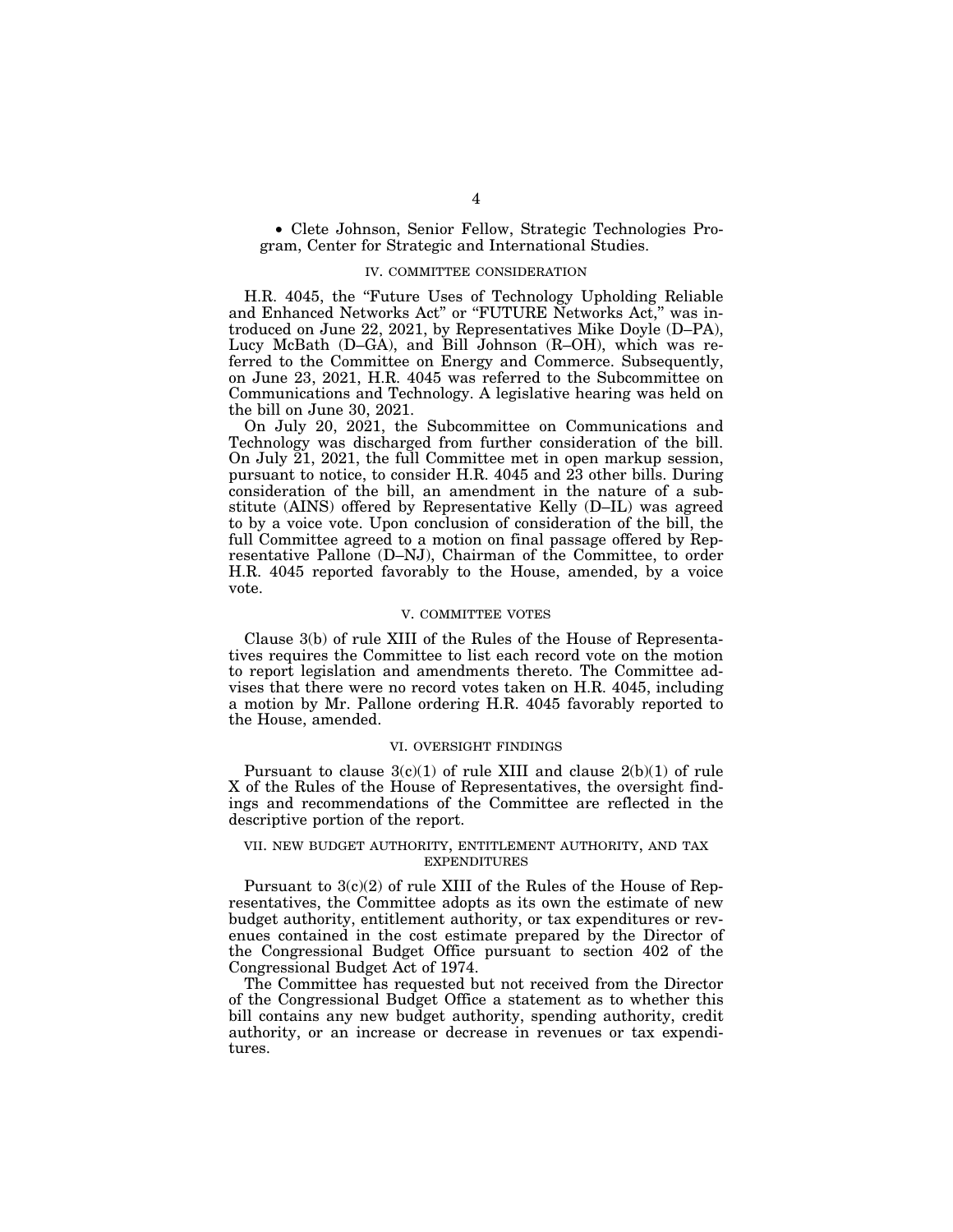- Clete Johnson, Senior Fellow, Strategic Technologies Program, Center for Strategic and International Studies.

## IV. COMMITTEE CONSIDERATION

H.R. 4045, the "Future Uses of Technology Upholding Reliable and Enhanced Networks Act" or "FUTURE Networks Act," was introduced on June 22, 2021, by Representatives Mike Doyle (D–PA), Lucy McBath (D–GA), and Bill Johnson (R–OH), which was referred to the Committee on Energy and Commerce. Subsequently, on June 23, 2021, H.R. 4045 was referred to the Subcommittee on Communications and Technology. A legislative hearing was held on the bill on June 30, 2021.

On July 20, 2021, the Subcommittee on Communications and Technology was discharged from further consideration of the bill. On July 21, 2021, the full Committee met in open markup session, pursuant to notice, to consider H.R. 4045 and 23 other bills. During consideration of the bill, an amendment in the nature of a substitute (AINS) offered by Representative Kelly (D–IL) was agreed to by a voice vote. Upon conclusion of consideration of the bill, the full Committee agreed to a motion on final passage offered by Representative Pallone (D–NJ), Chairman of the Committee, to order H.R. 4045 reported favorably to the House, amended, by a voice vote.

## V. COMMITTEE VOTES

Clause 3(b) of rule XIII of the Rules of the House of Representatives requires the Committee to list each record vote on the motion to report legislation and amendments thereto. The Committee advises that there were no record votes taken on H.R. 4045, including a motion by Mr. Pallone ordering H.R. 4045 favorably reported to the House, amended.

## VI. OVERSIGHT FINDINGS

Pursuant to clause 3(c)(1) of rule XIII and clause 2(b)(1) of rule X of the Rules of the House of Representatives, the oversight findings and recommendations of the Committee are reflected in the descriptive portion of the report.

## VII. NEW BUDGET AUTHORITY, ENTITLEMENT AUTHORITY, AND TAX EXPENDITURES

Pursuant to 3(c)(2) of rule XIII of the Rules of the House of Representatives, the Committee adopts as its own the estimate of new budget authority, entitlement authority, or tax expenditures or revenues contained in the cost estimate prepared by the Director of the Congressional Budget Office pursuant to section 402 of the Congressional Budget Act of 1974.

The Committee has requested but not received from the Director of the Congressional Budget Office a statement as to whether this bill contains any new budget authority, spending authority, credit authority, or an increase or decrease in revenues or tax expenditures.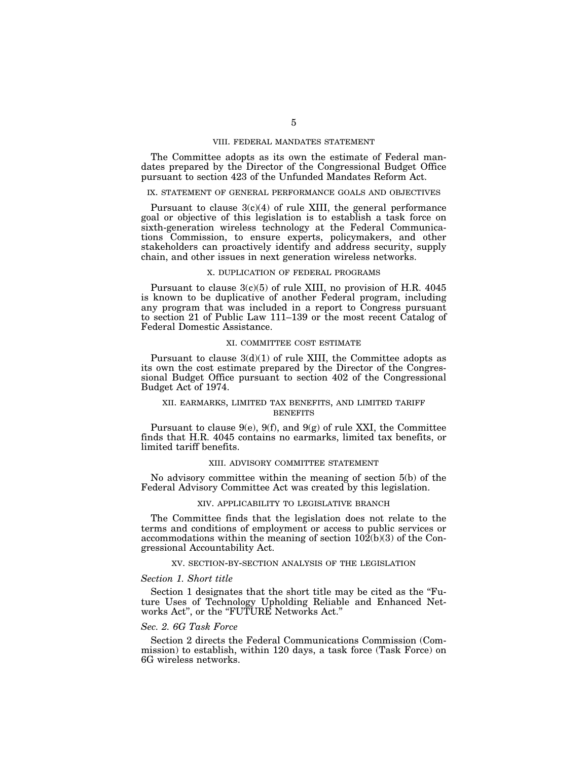## VIII. FEDERAL MANDATES STATEMENT

The Committee adopts as its own the estimate of Federal mandates prepared by the Director of the Congressional Budget Office pursuant to section 423 of the Unfunded Mandates Reform Act.

## IX. STATEMENT OF GENERAL PERFORMANCE GOALS AND OBJECTIVES

Pursuant to clause 3(c)(4) of rule XIII, the general performance goal or objective of this legislation is to establish a task force on sixth-generation wireless technology at the Federal Communications Commission, to ensure experts, policymakers, and other stakeholders can proactively identify and address security, supply chain, and other issues in next generation wireless networks.

## X. DUPLICATION OF FEDERAL PROGRAMS

Pursuant to clause 3(c)(5) of rule XIII, no provision of H.R. 4045 is known to be duplicative of another Federal program, including any program that was included in a report to Congress pursuant to section 21 of Public Law 111–139 or the most recent Catalog of Federal Domestic Assistance.

## XI. COMMITTEE COST ESTIMATE

Pursuant to clause 3(d)(1) of rule XIII, the Committee adopts as its own the cost estimate prepared by the Director of the Congressional Budget Office pursuant to section 402 of the Congressional Budget Act of 1974.

## XII. EARMARKS, LIMITED TAX BENEFITS, AND LIMITED TARIFF BENEFITS

Pursuant to clause 9(e), 9(f), and 9(g) of rule XXI, the Committee finds that H.R. 4045 contains no earmarks, limited tax benefits, or limited tariff benefits.

## XIII. ADVISORY COMMITTEE STATEMENT

No advisory committee within the meaning of section 5(b) of the Federal Advisory Committee Act was created by this legislation.

## XIV. APPLICABILITY TO LEGISLATIVE BRANCH

The Committee finds that the legislation does not relate to the terms and conditions of employment or access to public services or accommodations within the meaning of section 102(b)(3) of the Congressional Accountability Act.

## XV. SECTION-BY-SECTION ANALYSIS OF THE LEGISLATION

### *Section 1. Short title*

Section 1 designates that the short title may be cited as the "Future Uses of Technology Upholding Reliable and Enhanced Networks Act", or the "FUTURE Networks Act."

### *Sec. 2. 6G Task Force*

Section 2 directs the Federal Communications Commission (Commission) to establish, within 120 days, a task force (Task Force) on 6G wireless networks.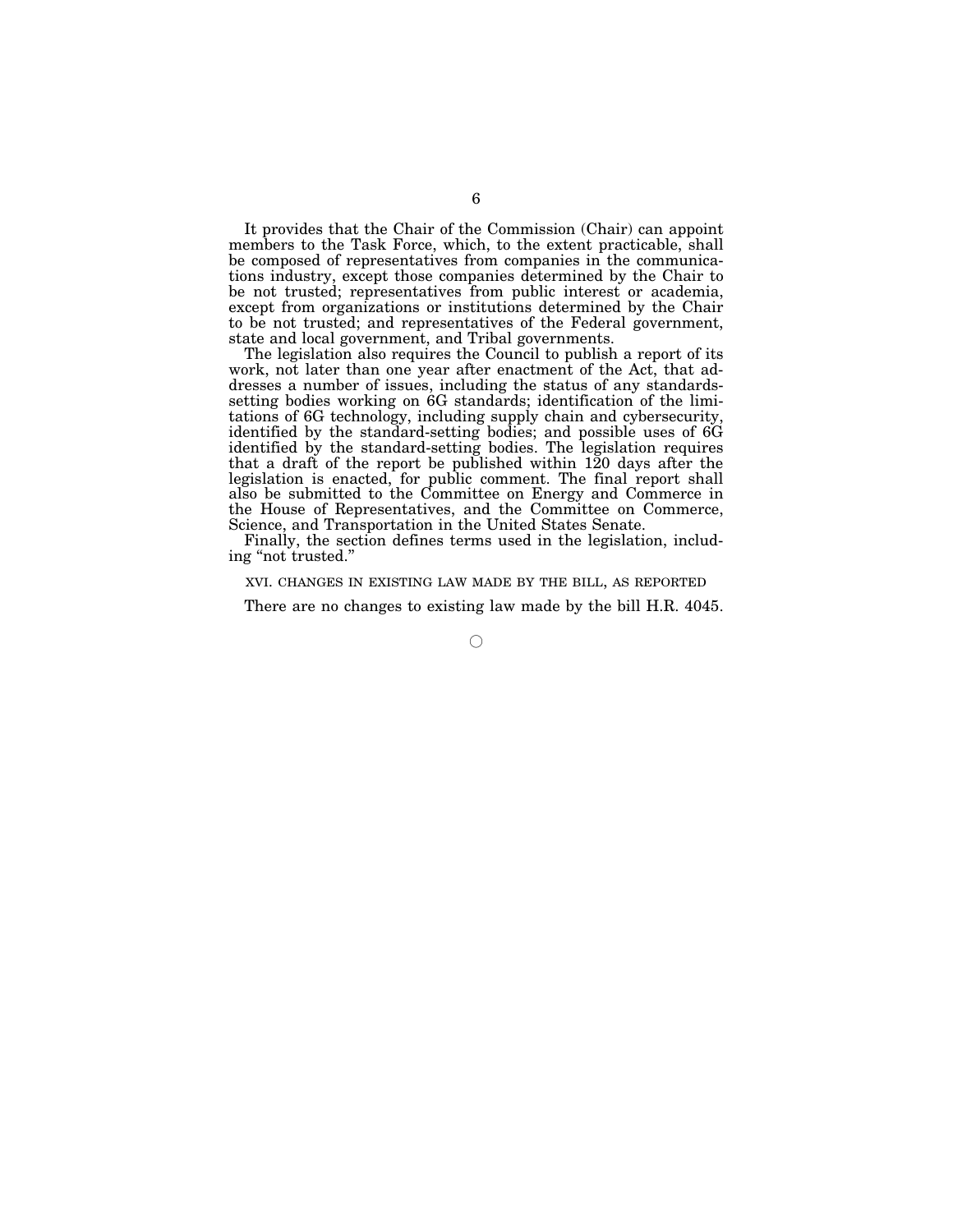It provides that the Chair of the Commission (Chair) can appoint members to the Task Force, which, to the extent practicable, shall be composed of representatives from companies in the communications industry, except those companies determined by the Chair to be not trusted; representatives from public interest or academia, except from organizations or institutions determined by the Chair to be not trusted; and representatives of the Federal government, state and local government, and Tribal governments.

The legislation also requires the Council to publish a report of its work, not later than one year after enactment of the Act, that addresses a number of issues, including the status of any standards-setting bodies working on 6G standards; identification of the limitations of 6G technology, including supply chain and cybersecurity, identified by the standard-setting bodies; and possible uses of 6G identified by the standard-setting bodies. The legislation requires that a draft of the report be published within 120 days after the legislation is enacted, for public comment. The final report shall also be submitted to the Committee on Energy and Commerce in the House of Representatives, and the Committee on Commerce, Science, and Transportation in the United States Senate.

Finally, the section defines terms used in the legislation, including "not trusted."

## XVI. CHANGES IN EXISTING LAW MADE BY THE BILL, AS REPORTED

There are no changes to existing law made by the bill H.R. 4045.